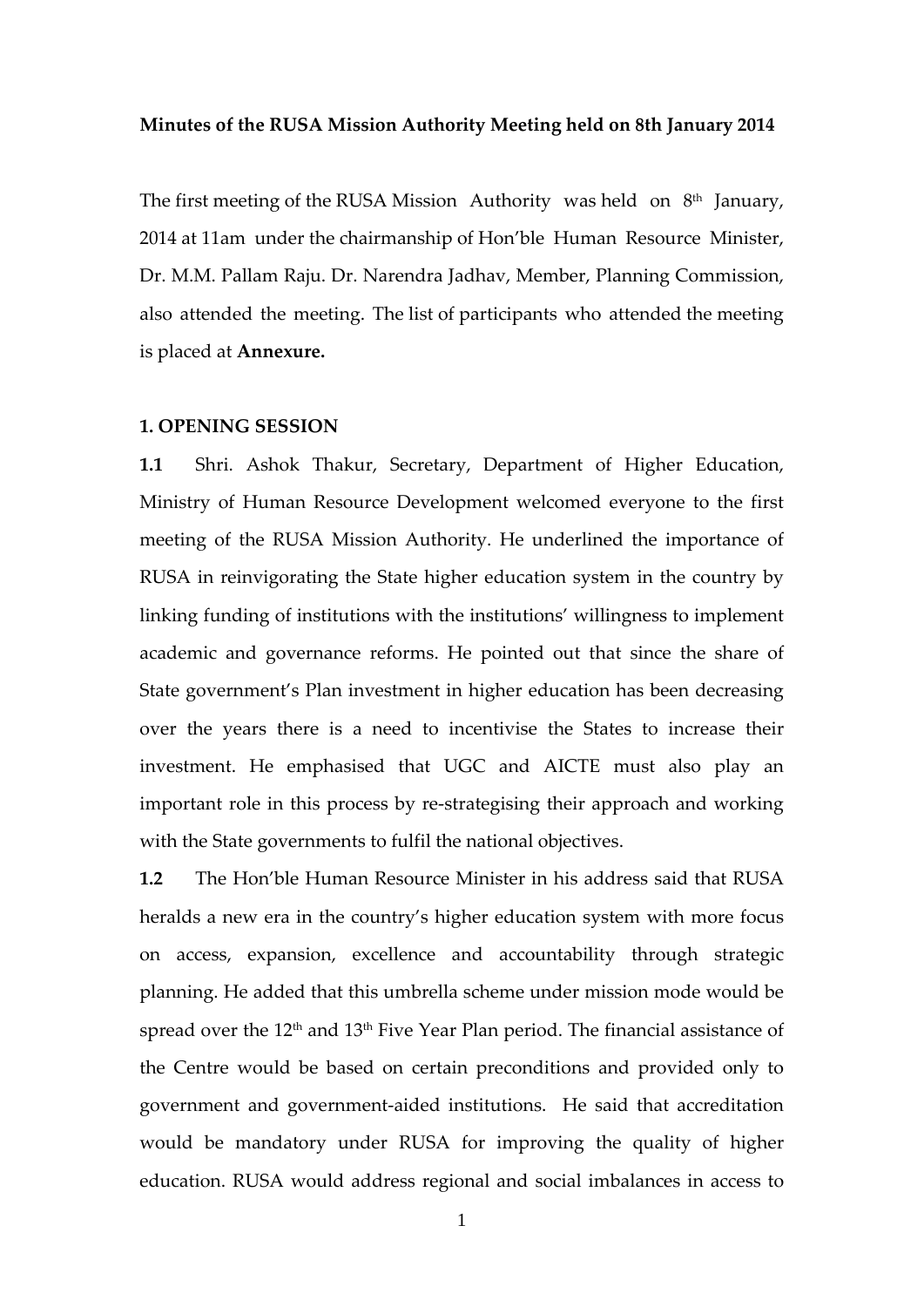**Minutes of the RUSA Mission Authority Meeting held on 8th January 2014**

The first meeting of the RUSA Mission Authority was held on 8th January, 2014 at 11am under the chairmanship of Hon'ble Human Resource Minister, Dr. M.M. Pallam Raju. Dr. Narendra Jadhav, Member, Planning Commission, also attended the meeting. The list of participants who attended the meeting is placed at **Annexure.**

**1. OPENING SESSION**

**1.1** Shri. Ashok Thakur, Secretary, Department of Higher Education, Ministry of Human Resource Development welcomed everyone to the first meeting of the RUSA Mission Authority. He underlined the importance of RUSA in reinvigorating the State higher education system in the country by linking funding of institutions with the institutions' willingness to implement academic and governance reforms. He pointed out that since the share of State government's Plan investment in higher education has been decreasing over the years there is a need to incentivise the States to increase their investment. He emphasised that UGC and AICTE must also play an important role in this process by re-strategising their approach and working with the State governments to fulfil the national objectives.

**1.2** The Hon'ble Human Resource Minister in his address said that RUSA heralds a new era in the country's higher education system with more focus on access, expansion, excellence and accountability through strategic planning. He added that this umbrella scheme under mission mode would be spread over the 12th and 13th Five Year Plan period. The financial assistance of the Centre would be based on certain preconditions and provided only to government and government-aided institutions. He said that accreditation would be mandatory under RUSA for improving the quality of higher education. RUSA would address regional and social imbalances in access to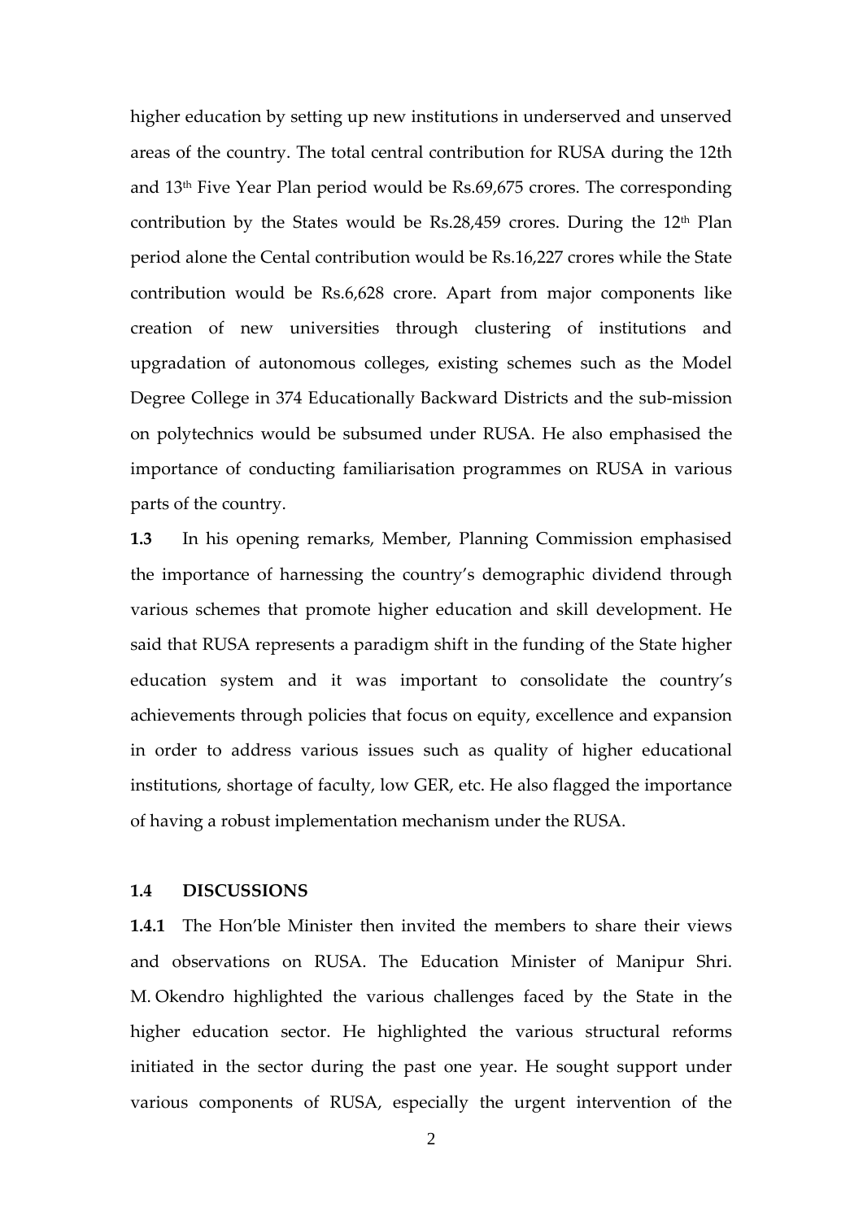higher education by setting up new institutions in underserved and unserved areas of the country. The total central contribution for RUSA during the 12th and 13th Five Year Plan period would be Rs.69,675 crores. The corresponding contribution by the States would be Rs.28,459 crores. During the 12th Plan period alone the Cental contribution would be Rs.16,227 crores while the State contribution would be Rs.6,628 crore. Apart from major components like creation of new universities through clustering of institutions and upgradation of autonomous colleges, existing schemes such as the Model Degree College in 374 Educationally Backward Districts and the sub-mission on polytechnics would be subsumed under RUSA. He also emphasised the importance of conducting familiarisation programmes on RUSA in various parts of the country.

**1.3** In his opening remarks, Member, Planning Commission emphasised the importance of harnessing the country's demographic dividend through various schemes that promote higher education and skill development. He said that RUSA represents a paradigm shift in the funding of the State higher education system and it was important to consolidate the country's achievements through policies that focus on equity, excellence and expansion in order to address various issues such as quality of higher educational institutions, shortage of faculty, low GER, etc. He also flagged the importance of having a robust implementation mechanism under the RUSA.

### 1.4 DISCUSSIONS

**1.4.1** The Hon'ble Minister then invited the members to share their views and observations on RUSA. The Education Minister of Manipur Shri. M. Okendro highlighted the various challenges faced by the State in the higher education sector. He highlighted the various structural reforms initiated in the sector during the past one year. He sought support under various components of RUSA, especially the urgent intervention of the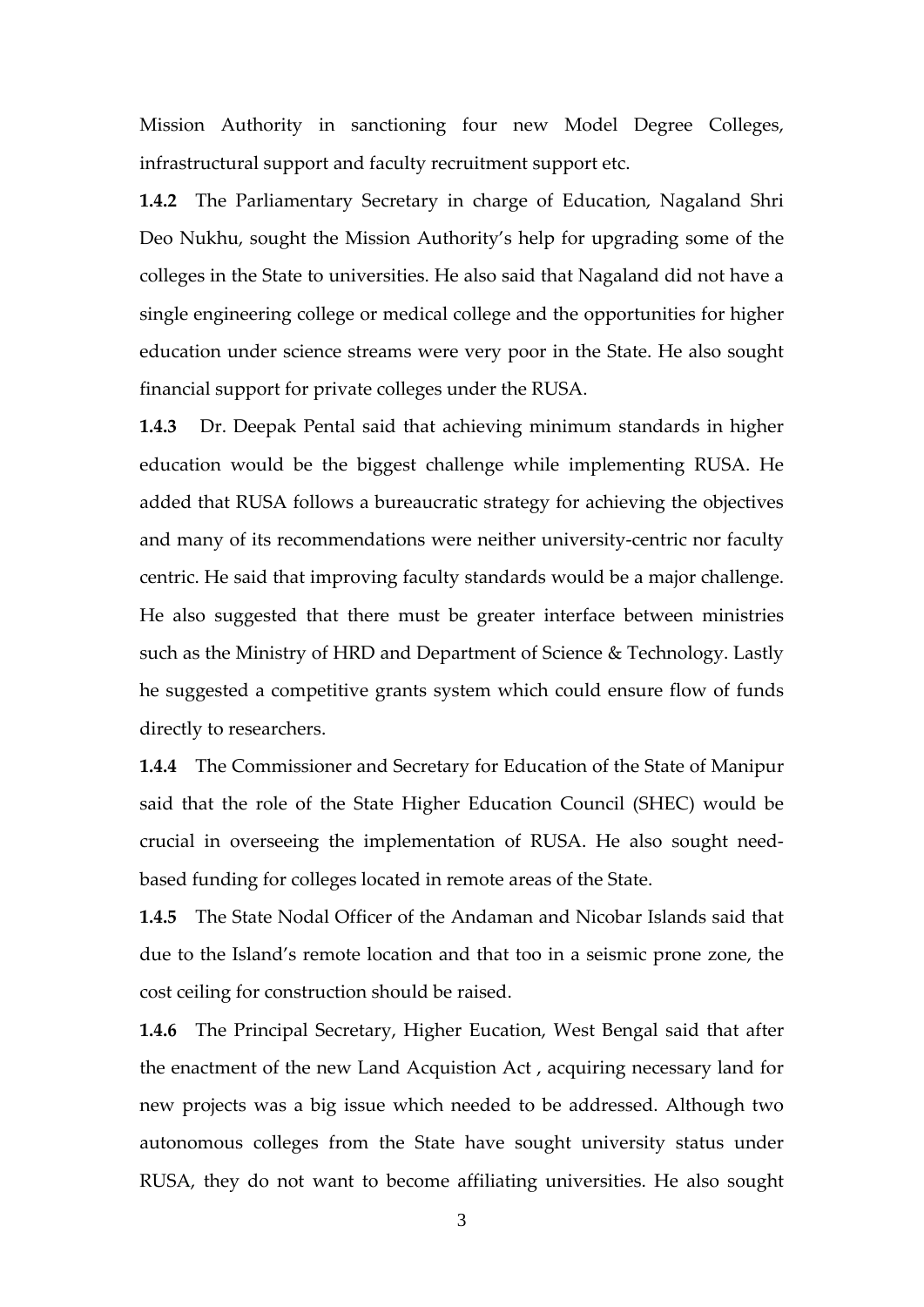Mission Authority in sanctioning four new Model Degree Colleges, infrastructural support and faculty recruitment support etc.

**1.4.2** The Parliamentary Secretary in charge of Education, Nagaland Shri Deo Nukhu, sought the Mission Authority's help for upgrading some of the colleges in the State to universities. He also said that Nagaland did not have a single engineering college or medical college and the opportunities for higher education under science streams were very poor in the State. He also sought financial support for private colleges under the RUSA.

**1.4.3** Dr. Deepak Pental said that achieving minimum standards in higher education would be the biggest challenge while implementing RUSA. He added that RUSA follows a bureaucratic strategy for achieving the objectives and many of its recommendations were neither university-centric nor faculty centric. He said that improving faculty standards would be a major challenge. He also suggested that there must be greater interface between ministries such as the Ministry of HRD and Department of Science & Technology. Lastly he suggested a competitive grants system which could ensure flow of funds directly to researchers.

**1.4.4** The Commissioner and Secretary for Education of the State of Manipur said that the role of the State Higher Education Council (SHEC) would be crucial in overseeing the implementation of RUSA. He also sought need-based funding for colleges located in remote areas of the State.

**1.4.5** The State Nodal Officer of the Andaman and Nicobar Islands said that due to the Island's remote location and that too in a seismic prone zone, the cost ceiling for construction should be raised.

**1.4.6** The Principal Secretary, Higher Eucation, West Bengal said that after the enactment of the new Land Acquistion Act , acquiring necessary land for new projects was a big issue which needed to be addressed. Although two autonomous colleges from the State have sought university status under RUSA, they do not want to become affiliating universities. He also sought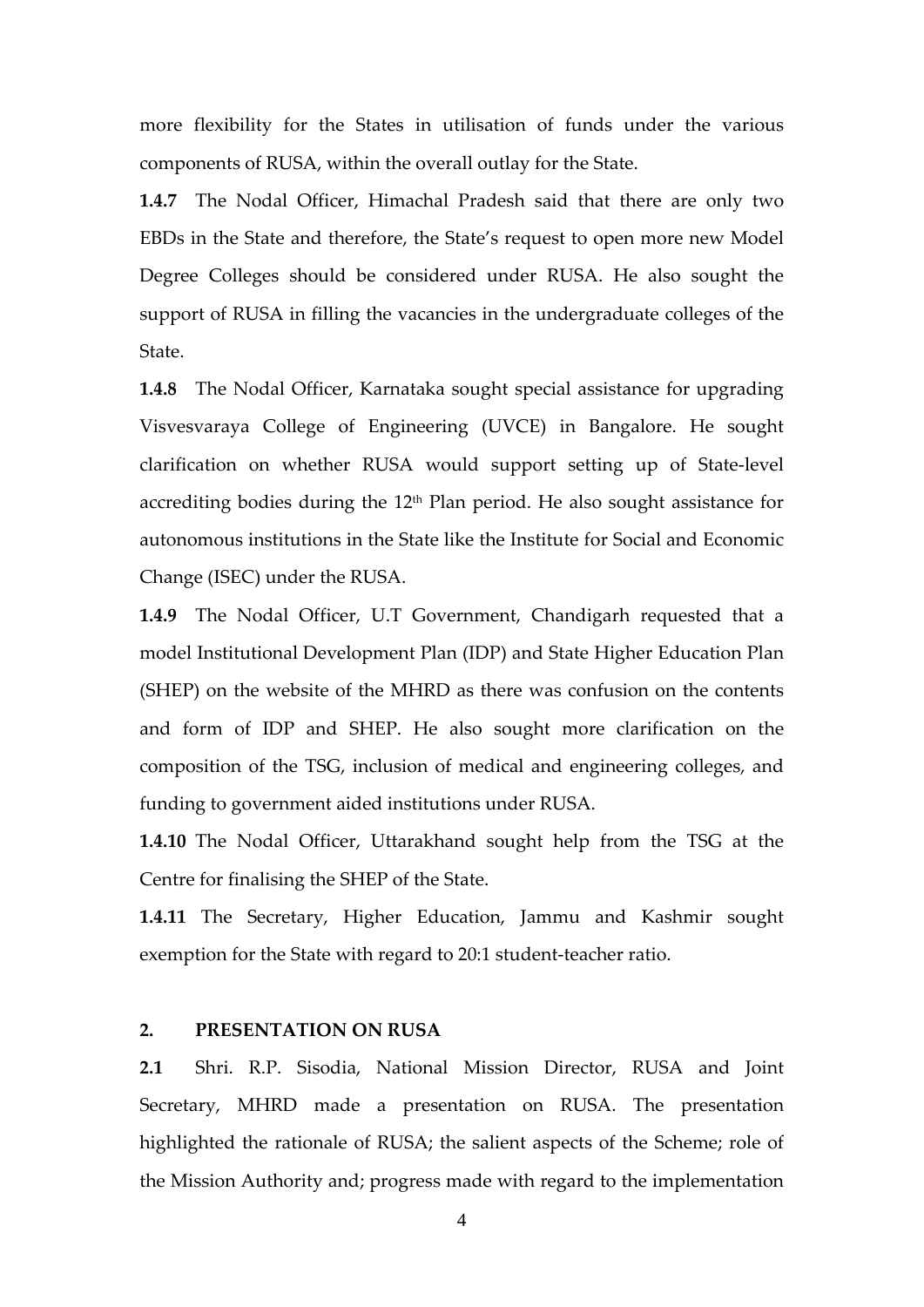more flexibility for the States in utilisation of funds under the various components of RUSA, within the overall outlay for the State.

**1.4.7** The Nodal Officer, Himachal Pradesh said that there are only two EBDs in the State and therefore, the State's request to open more new Model Degree Colleges should be considered under RUSA. He also sought the support of RUSA in filling the vacancies in the undergraduate colleges of the State.

**1.4.8** The Nodal Officer, Karnataka sought special assistance for upgrading Visvesvaraya College of Engineering (UVCE) in Bangalore. He sought clarification on whether RUSA would support setting up of State-level accrediting bodies during the 12th Plan period. He also sought assistance for autonomous institutions in the State like the Institute for Social and Economic Change (ISEC) under the RUSA.

**1.4.9** The Nodal Officer, U.T Government, Chandigarh requested that a model Institutional Development Plan (IDP) and State Higher Education Plan (SHEP) on the website of the MHRD as there was confusion on the contents and form of IDP and SHEP. He also sought more clarification on the composition of the TSG, inclusion of medical and engineering colleges, and funding to government aided institutions under RUSA.

**1.4.10** The Nodal Officer, Uttarakhand sought help from the TSG at the Centre for finalising the SHEP of the State.

**1.4.11** The Secretary, Higher Education, Jammu and Kashmir sought exemption for the State with regard to 20:1 student-teacher ratio.

## 2. PRESENTATION ON RUSA

**2.1** Shri. R.P. Sisodia, National Mission Director, RUSA and Joint Secretary, MHRD made a presentation on RUSA. The presentation highlighted the rationale of RUSA; the salient aspects of the Scheme; role of the Mission Authority and; progress made with regard to the implementation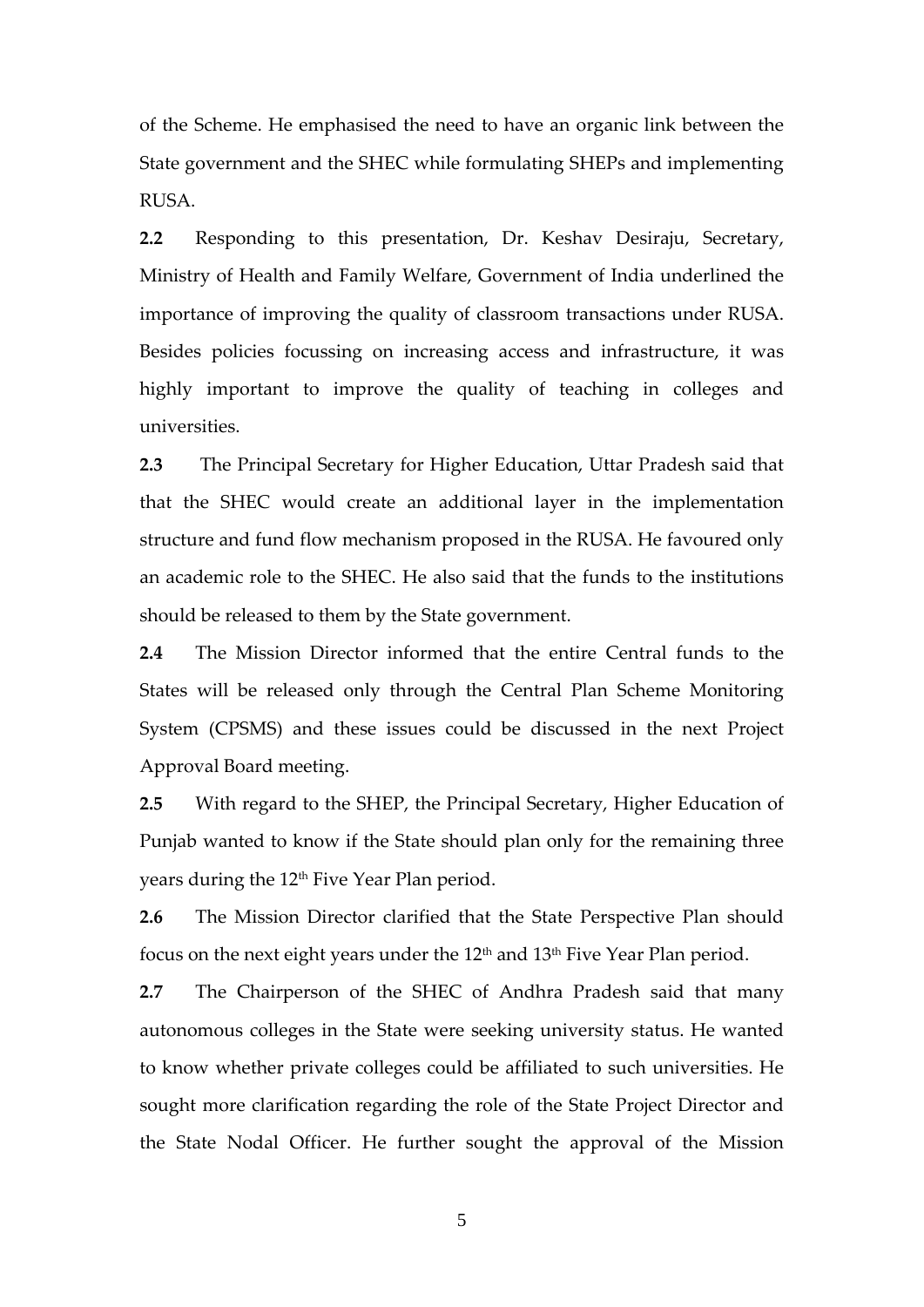of the Scheme. He emphasised the need to have an organic link between the State government and the SHEC while formulating SHEPs and implementing RUSA.

**2.2** Responding to this presentation, Dr. Keshav Desiraju, Secretary, Ministry of Health and Family Welfare, Government of India underlined the importance of improving the quality of classroom transactions under RUSA. Besides policies focussing on increasing access and infrastructure, it was highly important to improve the quality of teaching in colleges and universities.

**2.3** The Principal Secretary for Higher Education, Uttar Pradesh said that that the SHEC would create an additional layer in the implementation structure and fund flow mechanism proposed in the RUSA. He favoured only an academic role to the SHEC. He also said that the funds to the institutions should be released to them by the State government.

**2.4** The Mission Director informed that the entire Central funds to the States will be released only through the Central Plan Scheme Monitoring System (CPSMS) and these issues could be discussed in the next Project Approval Board meeting.

**2.5** With regard to the SHEP, the Principal Secretary, Higher Education of Punjab wanted to know if the State should plan only for the remaining three years during the 12th Five Year Plan period.

**2.6** The Mission Director clarified that the State Perspective Plan should focus on the next eight years under the 12th and 13th Five Year Plan period.

**2.7** The Chairperson of the SHEC of Andhra Pradesh said that many autonomous colleges in the State were seeking university status. He wanted to know whether private colleges could be affiliated to such universities. He sought more clarification regarding the role of the State Project Director and the State Nodal Officer. He further sought the approval of the Mission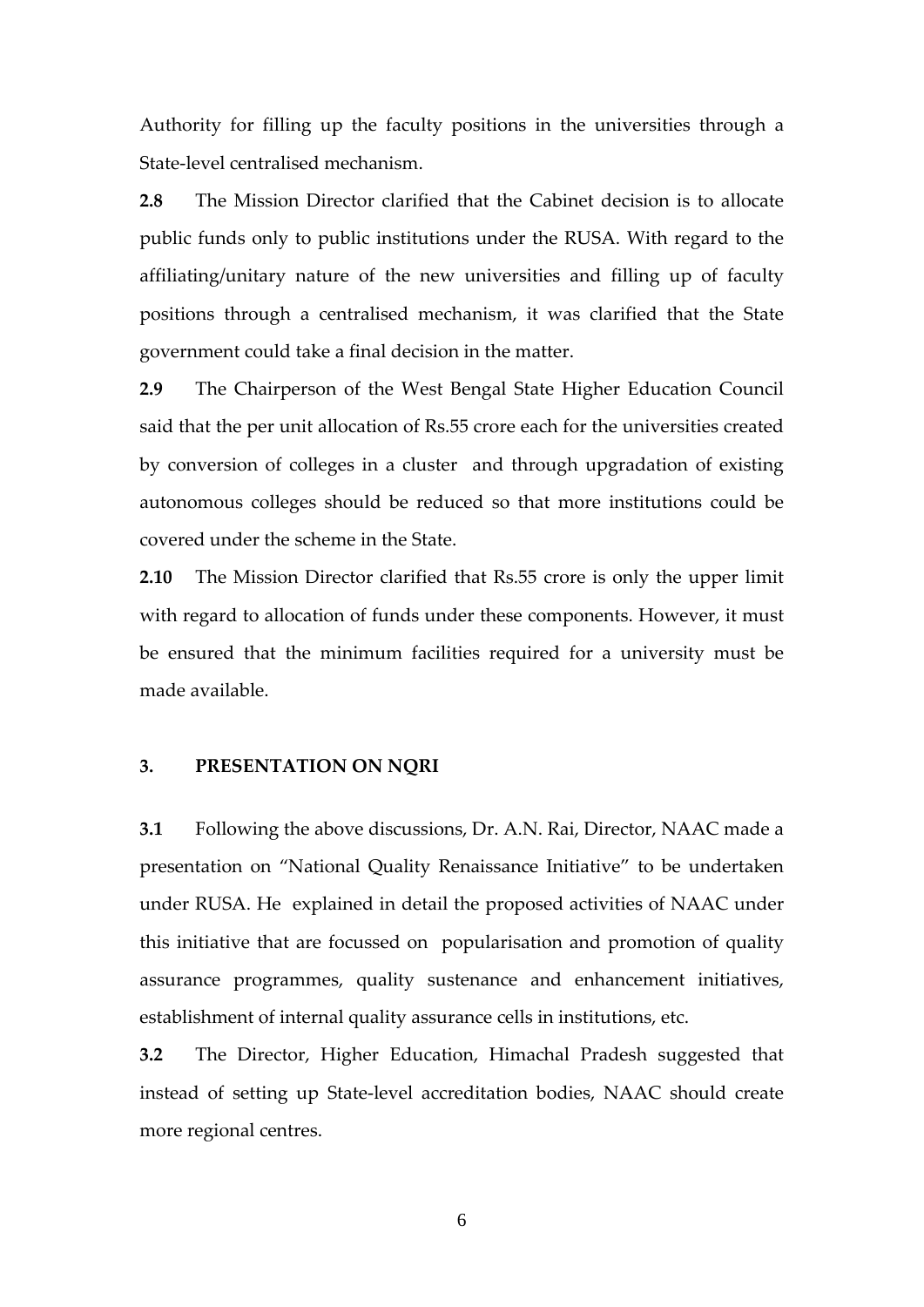Authority for filling up the faculty positions in the universities through a State-level centralised mechanism.

**2.8** The Mission Director clarified that the Cabinet decision is to allocate public funds only to public institutions under the RUSA. With regard to the affiliating/unitary nature of the new universities and filling up of faculty positions through a centralised mechanism, it was clarified that the State government could take a final decision in the matter.

**2.9** The Chairperson of the West Bengal State Higher Education Council said that the per unit allocation of Rs.55 crore each for the universities created by conversion of colleges in a cluster and through upgradation of existing autonomous colleges should be reduced so that more institutions could be covered under the scheme in the State.

**2.10** The Mission Director clarified that Rs.55 crore is only the upper limit with regard to allocation of funds under these components. However, it must be ensured that the minimum facilities required for a university must be made available.

### 3. PRESENTATION ON NQRI

**3.1** Following the above discussions, Dr. A.N. Rai, Director, NAAC made a presentation on "National Quality Renaissance Initiative" to be undertaken under RUSA. He explained in detail the proposed activities of NAAC under this initiative that are focussed on popularisation and promotion of quality assurance programmes, quality sustenance and enhancement initiatives, establishment of internal quality assurance cells in institutions, etc.

**3.2** The Director, Higher Education, Himachal Pradesh suggested that instead of setting up State-level accreditation bodies, NAAC should create more regional centres.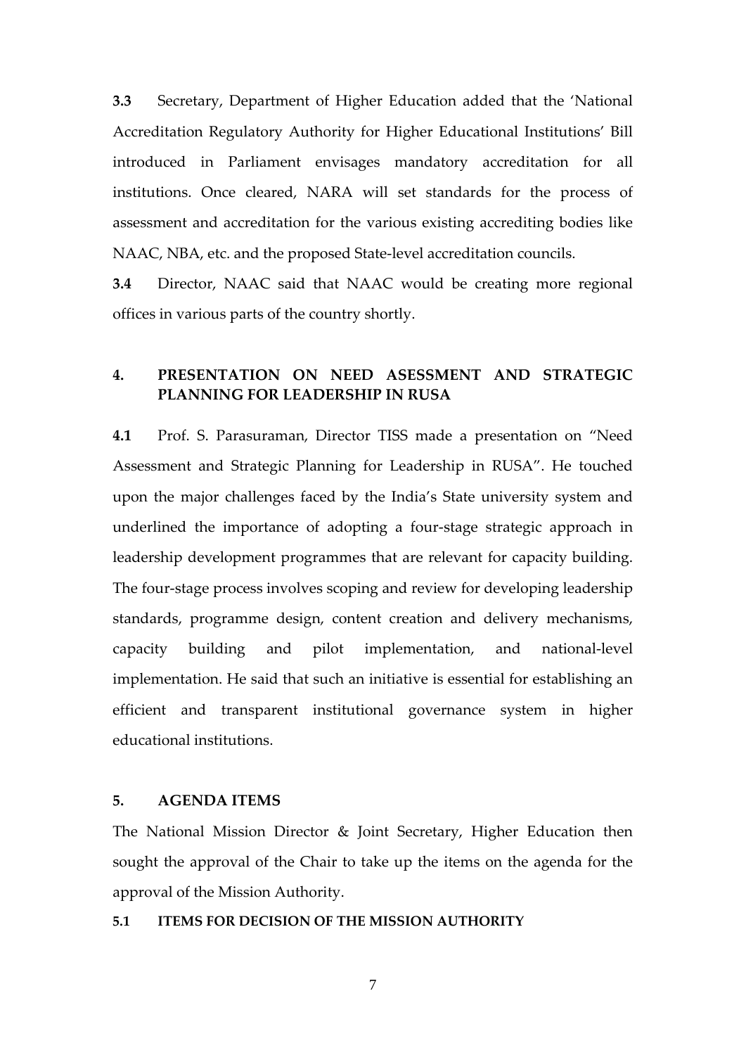**3.3** Secretary, Department of Higher Education added that the 'National Accreditation Regulatory Authority for Higher Educational Institutions' Bill introduced in Parliament envisages mandatory accreditation for all institutions. Once cleared, NARA will set standards for the process of assessment and accreditation for the various existing accrediting bodies like NAAC, NBA, etc. and the proposed State-level accreditation councils.

**3.4** Director, NAAC said that NAAC would be creating more regional offices in various parts of the country shortly.

## 4. PRESENTATION ON NEED ASESSMENT AND STRATEGIC PLANNING FOR LEADERSHIP IN RUSA

**4.1** Prof. S. Parasuraman, Director TISS made a presentation on "Need Assessment and Strategic Planning for Leadership in RUSA". He touched upon the major challenges faced by the India's State university system and underlined the importance of adopting a four-stage strategic approach in leadership development programmes that are relevant for capacity building. The four-stage process involves scoping and review for developing leadership standards, programme design, content creation and delivery mechanisms, capacity building and pilot implementation, and national-level implementation. He said that such an initiative is essential for establishing an efficient and transparent institutional governance system in higher educational institutions.

## 5. AGENDA ITEMS

The National Mission Director & Joint Secretary, Higher Education then sought the approval of the Chair to take up the items on the agenda for the approval of the Mission Authority.

### 5.1 ITEMS FOR DECISION OF THE MISSION AUTHORITY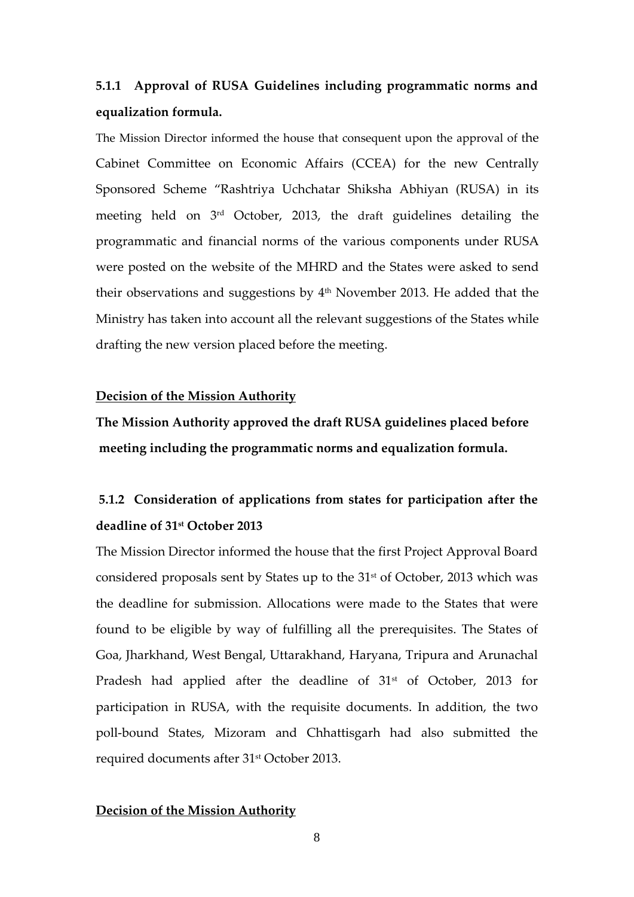### 5.1.1 Approval of RUSA Guidelines including programmatic norms and equalization formula.

The Mission Director informed the house that consequent upon the approval of the Cabinet Committee on Economic Affairs (CCEA) for the new Centrally Sponsored Scheme "Rashtriya Uchchatar Shiksha Abhiyan (RUSA) in its meeting held on 3rd October, 2013, the draft guidelines detailing the programmatic and financial norms of the various components under RUSA were posted on the website of the MHRD and the States were asked to send their observations and suggestions by 4th November 2013. He added that the Ministry has taken into account all the relevant suggestions of the States while drafting the new version placed before the meeting.

**Decision of the Mission Authority**

**The Mission Authority approved the draft RUSA guidelines placed before meeting including the programmatic norms and equalization formula.**

### 5.1.2 Consideration of applications from states for participation after the deadline of 31st October 2013

The Mission Director informed the house that the first Project Approval Board considered proposals sent by States up to the 31st of October, 2013 which was the deadline for submission. Allocations were made to the States that were found to be eligible by way of fulfilling all the prerequisites. The States of Goa, Jharkhand, West Bengal, Uttarakhand, Haryana, Tripura and Arunachal Pradesh had applied after the deadline of 31st of October, 2013 for participation in RUSA, with the requisite documents. In addition, the two poll-bound States, Mizoram and Chhattisgarh had also submitted the required documents after 31st October 2013.

**Decision of the Mission Authority**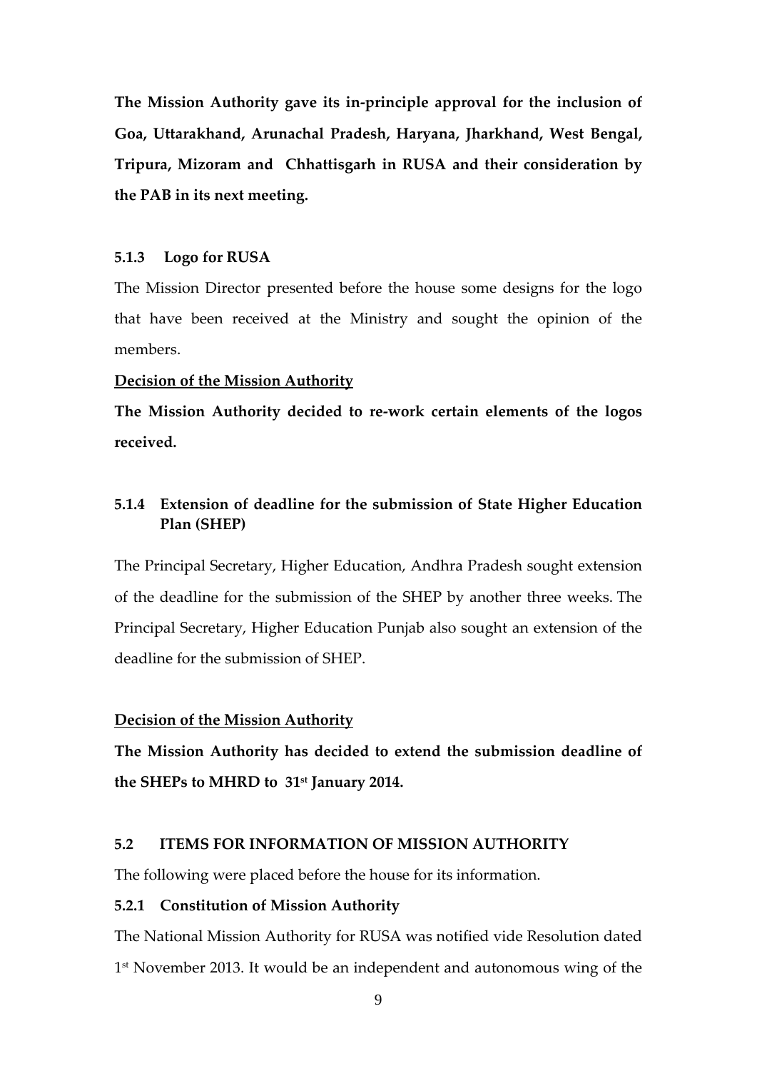**The Mission Authority gave its in-principle approval for the inclusion of Goa, Uttarakhand, Arunachal Pradesh, Haryana, Jharkhand, West Bengal, Tripura, Mizoram and Chhattisgarh in RUSA and their consideration by the PAB in its next meeting.**

#### 5.1.3 Logo for RUSA

The Mission Director presented before the house some designs for the logo that have been received at the Ministry and sought the opinion of the members.

**Decision of the Mission Authority**

**The Mission Authority decided to re-work certain elements of the logos received.**

#### 5.1.4 Extension of deadline for the submission of State Higher Education Plan (SHEP)

The Principal Secretary, Higher Education, Andhra Pradesh sought extension of the deadline for the submission of the SHEP by another three weeks. The Principal Secretary, Higher Education Punjab also sought an extension of the deadline for the submission of SHEP.

**Decision of the Mission Authority**

**The Mission Authority has decided to extend the submission deadline of the SHEPs to MHRD to 31st January 2014.**

### 5.2 ITEMS FOR INFORMATION OF MISSION AUTHORITY

The following were placed before the house for its information.

#### 5.2.1 Constitution of Mission Authority

The National Mission Authority for RUSA was notified vide Resolution dated 1st November 2013. It would be an independent and autonomous wing of the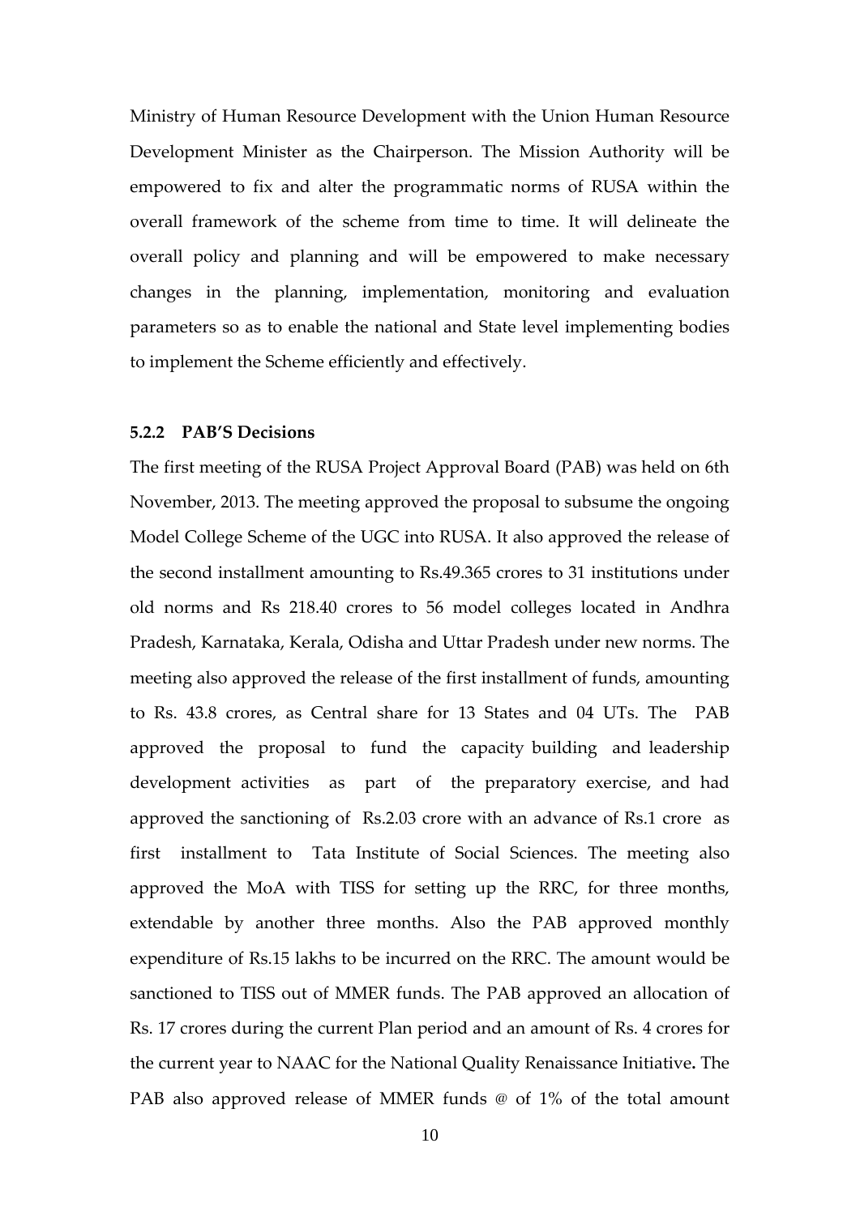Ministry of Human Resource Development with the Union Human Resource Development Minister as the Chairperson. The Mission Authority will be empowered to fix and alter the programmatic norms of RUSA within the overall framework of the scheme from time to time. It will delineate the overall policy and planning and will be empowered to make necessary changes in the planning, implementation, monitoring and evaluation parameters so as to enable the national and State level implementing bodies to implement the Scheme efficiently and effectively.

### 5.2.2 PAB'S Decisions

The first meeting of the RUSA Project Approval Board (PAB) was held on 6th November, 2013. The meeting approved the proposal to subsume the ongoing Model College Scheme of the UGC into RUSA. It also approved the release of the second installment amounting to Rs.49.365 crores to 31 institutions under old norms and Rs 218.40 crores to 56 model colleges located in Andhra Pradesh, Karnataka, Kerala, Odisha and Uttar Pradesh under new norms. The meeting also approved the release of the first installment of funds, amounting to Rs. 43.8 crores, as Central share for 13 States and 04 UTs. The PAB approved the proposal to fund the capacity building and leadership development activities as part of the preparatory exercise, and had approved the sanctioning of Rs.2.03 crore with an advance of Rs.1 crore as first installment to Tata Institute of Social Sciences. The meeting also approved the MoA with TISS for setting up the RRC, for three months, extendable by another three months. Also the PAB approved monthly expenditure of Rs.15 lakhs to be incurred on the RRC. The amount would be sanctioned to TISS out of MMER funds. The PAB approved an allocation of Rs. 17 crores during the current Plan period and an amount of Rs. 4 crores for the current year to NAAC for the National Quality Renaissance Initiative**.** The PAB also approved release of MMER funds @ of 1% of the total amount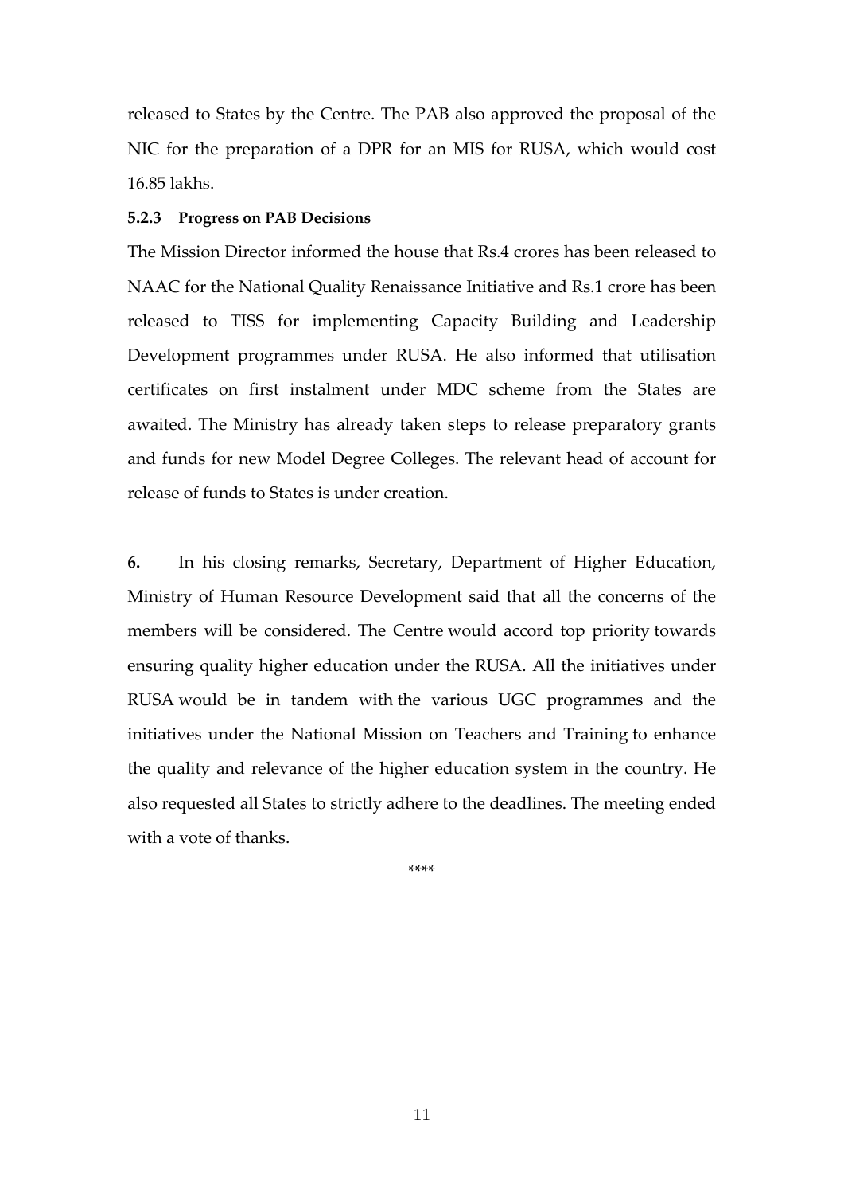released to States by the Centre. The PAB also approved the proposal of the NIC for the preparation of a DPR for an MIS for RUSA, which would cost 16.85 lakhs.

#### 5.2.3 Progress on PAB Decisions

The Mission Director informed the house that Rs.4 crores has been released to NAAC for the National Quality Renaissance Initiative and Rs.1 crore has been released to TISS for implementing Capacity Building and Leadership Development programmes under RUSA. He also informed that utilisation certificates on first instalment under MDC scheme from the States are awaited. The Ministry has already taken steps to release preparatory grants and funds for new Model Degree Colleges. The relevant head of account for release of funds to States is under creation.

**6.** In his closing remarks, Secretary, Department of Higher Education, Ministry of Human Resource Development said that all the concerns of the members will be considered. The Centre would accord top priority towards ensuring quality higher education under the RUSA. All the initiatives under RUSA would be in tandem with the various UGC programmes and the initiatives under the National Mission on Teachers and Training to enhance the quality and relevance of the higher education system in the country. He also requested all States to strictly adhere to the deadlines. The meeting ended with a vote of thanks.

****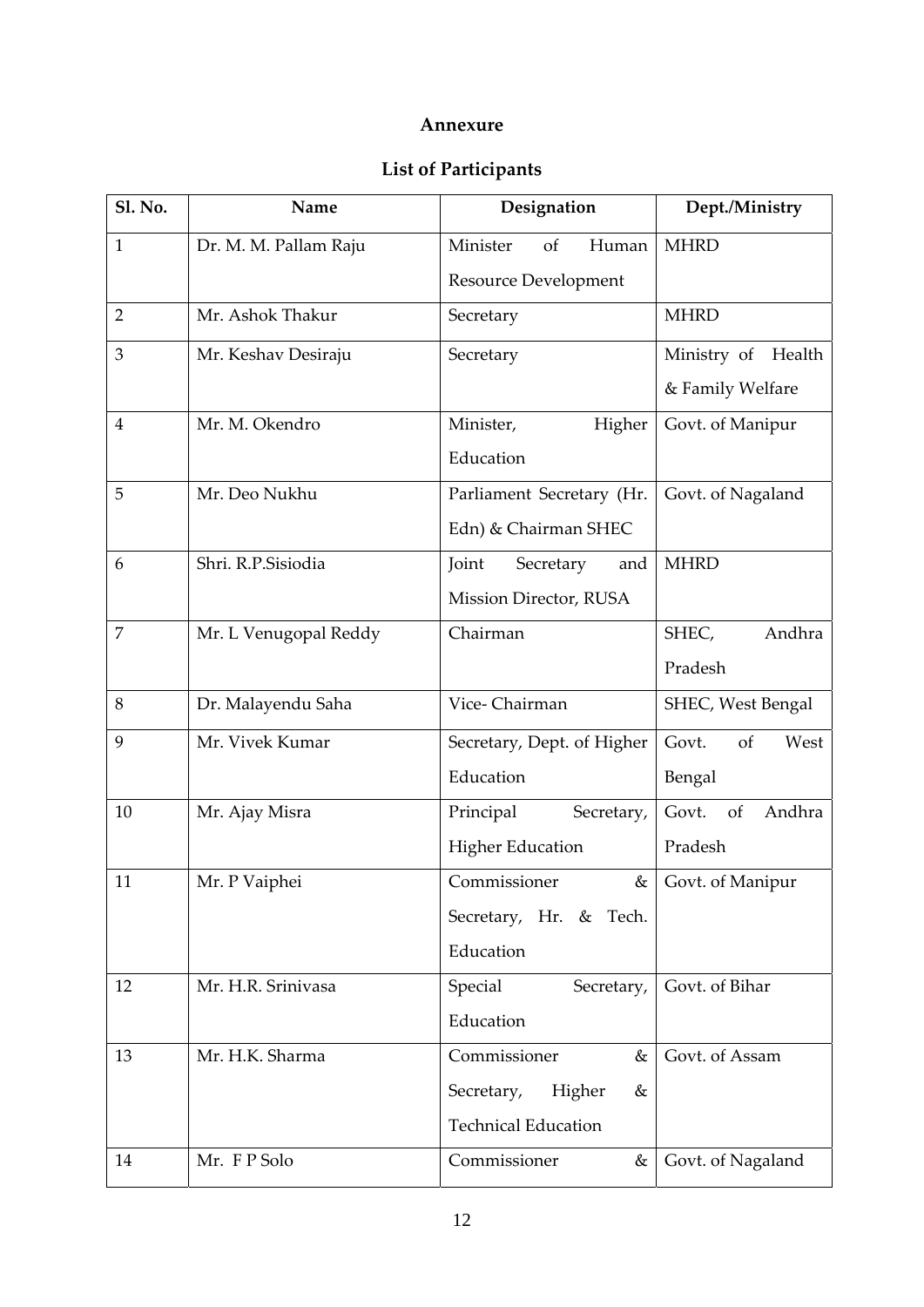# Annexure

## List of Participants

| Sl. No. | Name | Designation | Dept./Ministry |
|---|---|---|---|
| 1 | Dr. M. M. Pallam Raju | Minister of Human Resource Development | MHRD |
| 2 | Mr. Ashok Thakur | Secretary | MHRD |
| 3 | Mr. Keshav Desiraju | Secretary | Ministry of Health & Family Welfare |
| 4 | Mr. M. Okendro | Minister, Higher Education | Govt. of Manipur |
| 5 | Mr. Deo Nukhu | Parliament Secretary (Hr. Edn) & Chairman SHEC | Govt. of Nagaland |
| 6 | Shri. R.P.Sisiodia | Joint Secretary and Mission Director, RUSA | MHRD |
| 7 | Mr. L Venugopal Reddy | Chairman | SHEC, Andhra Pradesh |
| 8 | Dr. Malayendu Saha | Vice- Chairman | SHEC, West Bengal |
| 9 | Mr. Vivek Kumar | Secretary, Dept. of Higher Education | Govt. of West Bengal |
| 10 | Mr. Ajay Misra | Principal Secretary, Higher Education | Govt. of Andhra Pradesh |
| 11 | Mr. P Vaiphei | Commissioner & Secretary, Hr. & Tech. Education | Govt. of Manipur |
| 12 | Mr. H.R. Srinivasa | Special Secretary, Education | Govt. of Bihar |
| 13 | Mr. H.K. Sharma | Commissioner & Secretary, Higher & Technical Education | Govt. of Assam |
| 14 | Mr. F P Solo | Commissioner & | Govt. of Nagaland |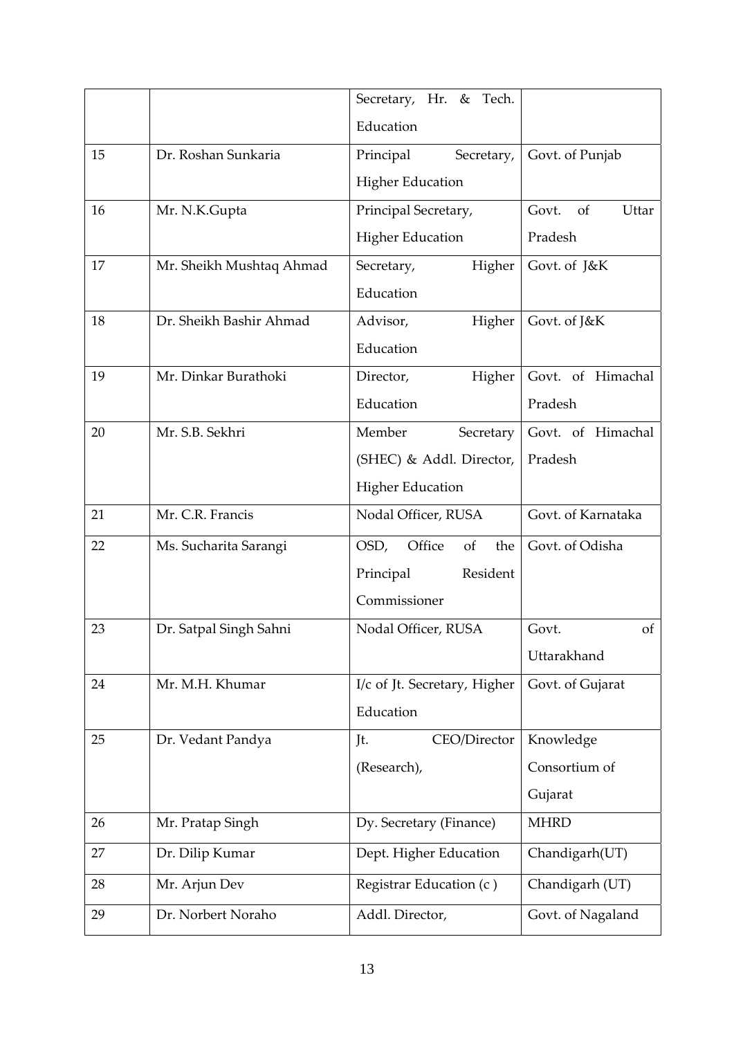|  |  | Secretary, Hr. & Tech. Education |  |
|---|---|---|---|
| 15 | Dr. Roshan Sunkaria | Principal Secretary, Higher Education | Govt. of Punjab |
| 16 | Mr. N.K.Gupta | Principal Secretary, Higher Education | Govt. of Uttar Pradesh |
| 17 | Mr. Sheikh Mushtaq Ahmad | Secretary, Higher Education | Govt. of J&K |
| 18 | Dr. Sheikh Bashir Ahmad | Advisor, Higher Education | Govt. of J&K |
| 19 | Mr. Dinkar Burathoki | Director, Higher Education | Govt. of Himachal Pradesh |
| 20 | Mr. S.B. Sekhri | Member Secretary (SHEC) & Addl. Director, Higher Education | Govt. of Himachal Pradesh |
| 21 | Mr. C.R. Francis | Nodal Officer, RUSA | Govt. of Karnataka |
| 22 | Ms. Sucharita Sarangi | OSD, Office of the Principal Resident Commissioner | Govt. of Odisha |
| 23 | Dr. Satpal Singh Sahni | Nodal Officer, RUSA | Govt. of Uttarakhand |
| 24 | Mr. M.H. Khumar | I/c of Jt. Secretary, Higher Education | Govt. of Gujarat |
| 25 | Dr. Vedant Pandya | Jt. CEO/Director (Research), | Knowledge Consortium of Gujarat |
| 26 | Mr. Pratap Singh | Dy. Secretary (Finance) | MHRD |
| 27 | Dr. Dilip Kumar | Dept. Higher Education | Chandigarh(UT) |
| 28 | Mr. Arjun Dev | Registrar Education (c ) | Chandigarh (UT) |
| 29 | Dr. Norbert Noraho | Addl. Director, | Govt. of Nagaland |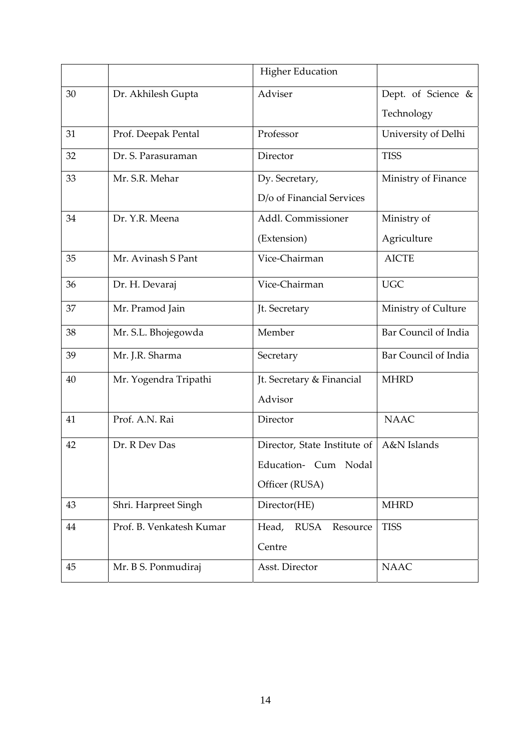| | | | |
|---|---|---|---|
| | | Higher Education | |
| 30 | Dr. Akhilesh Gupta | Adviser | Dept. of Science & Technology |
| 31 | Prof. Deepak Pental | Professor | University of Delhi |
| 32 | Dr. S. Parasuraman | Director | TISS |
| 33 | Mr. S.R. Mehar | Dy. Secretary, D/o of Financial Services | Ministry of Finance |
| 34 | Dr. Y.R. Meena | Addl. Commissioner (Extension) | Ministry of Agriculture |
| 35 | Mr. Avinash S Pant | Vice-Chairman | AICTE |
| 36 | Dr. H. Devaraj | Vice-Chairman | UGC |
| 37 | Mr. Pramod Jain | Jt. Secretary | Ministry of Culture |
| 38 | Mr. S.L. Bhojegowda | Member | Bar Council of India |
| 39 | Mr. J.R. Sharma | Secretary | Bar Council of India |
| 40 | Mr. Yogendra Tripathi | Jt. Secretary & Financial Advisor | MHRD |
| 41 | Prof. A.N. Rai | Director | NAAC |
| 42 | Dr. R Dev Das | Director, State Institute of Education- Cum Nodal Officer (RUSA) | A&N Islands |
| 43 | Shri. Harpreet Singh | Director(HE) | MHRD |
| 44 | Prof. B. Venkatesh Kumar | Head, RUSA Resource Centre | TISS |
| 45 | Mr. B S. Ponmudiraj | Asst. Director | NAAC |